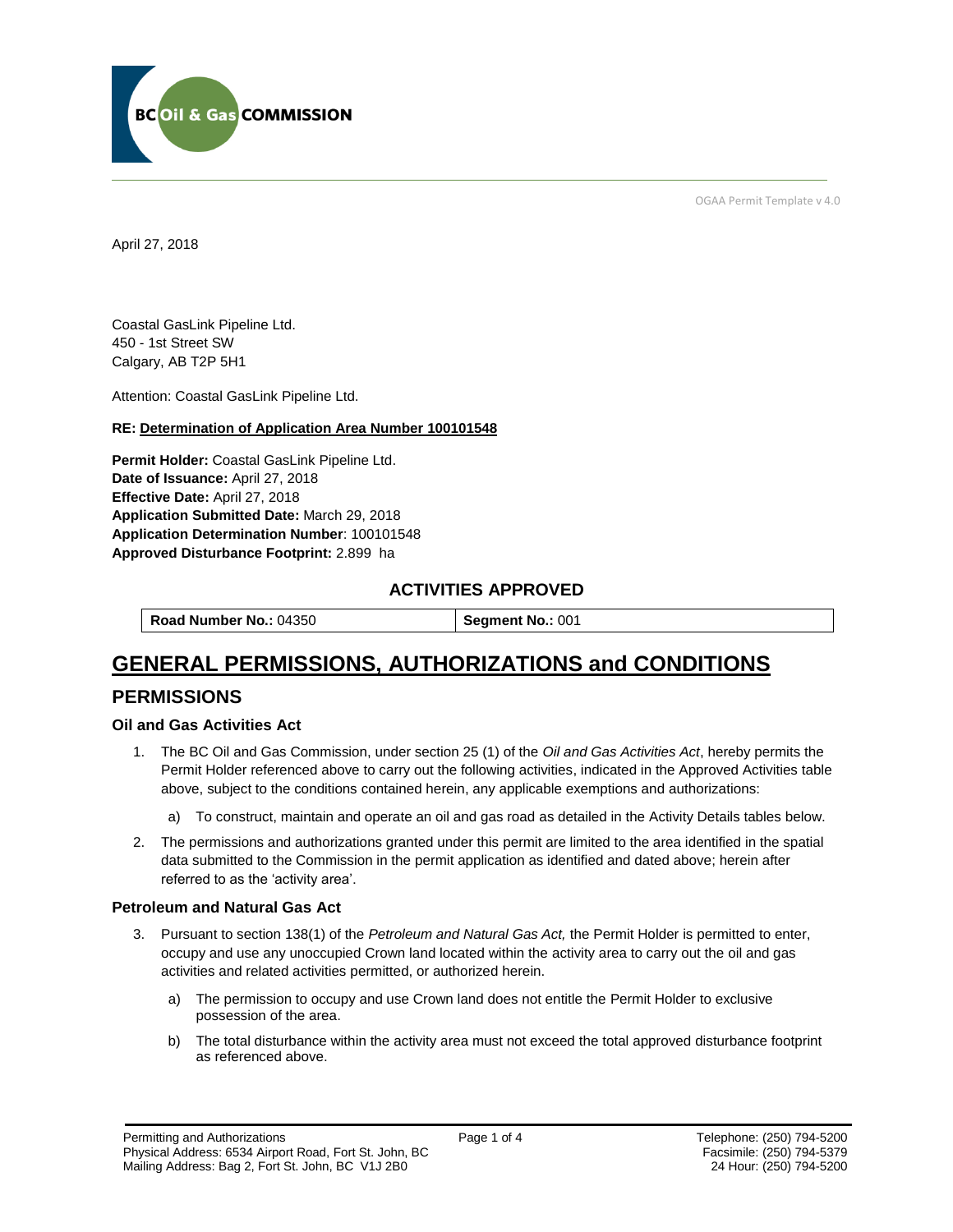BC Oil & Gas COMMISSION

OGAA Permit Template v 4.0

April 27, 2018

Coastal GasLink Pipeline Ltd.
450 - 1st Street SW
Calgary, AB T2P 5H1

Attention: Coastal GasLink Pipeline Ltd.

**RE: Determination of Application Area Number 100101548**

**Permit Holder:** Coastal GasLink Pipeline Ltd.
**Date of Issuance:** April 27, 2018
**Effective Date:** April 27, 2018
**Application Submitted Date:** March 29, 2018
**Application Determination Number**: 100101548
**Approved Disturbance Footprint:** 2.899 ha

### ACTIVITIES APPROVED

| **Road Number No.:** 04350 | **Segment No.:** 001 |
|---|---|

# GENERAL PERMISSIONS, AUTHORIZATIONS and CONDITIONS

## PERMISSIONS

### Oil and Gas Activities Act

1. The BC Oil and Gas Commission, under section 25 (1) of the *Oil and Gas Activities Act*, hereby permits the Permit Holder referenced above to carry out the following activities, indicated in the Approved Activities table above, subject to the conditions contained herein, any applicable exemptions and authorizations:

   a) To construct, maintain and operate an oil and gas road as detailed in the Activity Details tables below.

2. The permissions and authorizations granted under this permit are limited to the area identified in the spatial data submitted to the Commission in the permit application as identified and dated above; herein after referred to as the 'activity area'.

### Petroleum and Natural Gas Act

3. Pursuant to section 138(1) of the *Petroleum and Natural Gas Act,* the Permit Holder is permitted to enter, occupy and use any unoccupied Crown land located within the activity area to carry out the oil and gas activities and related activities permitted, or authorized herein.

   a) The permission to occupy and use Crown land does not entitle the Permit Holder to exclusive possession of the area.

   b) The total disturbance within the activity area must not exceed the total approved disturbance footprint as referenced above.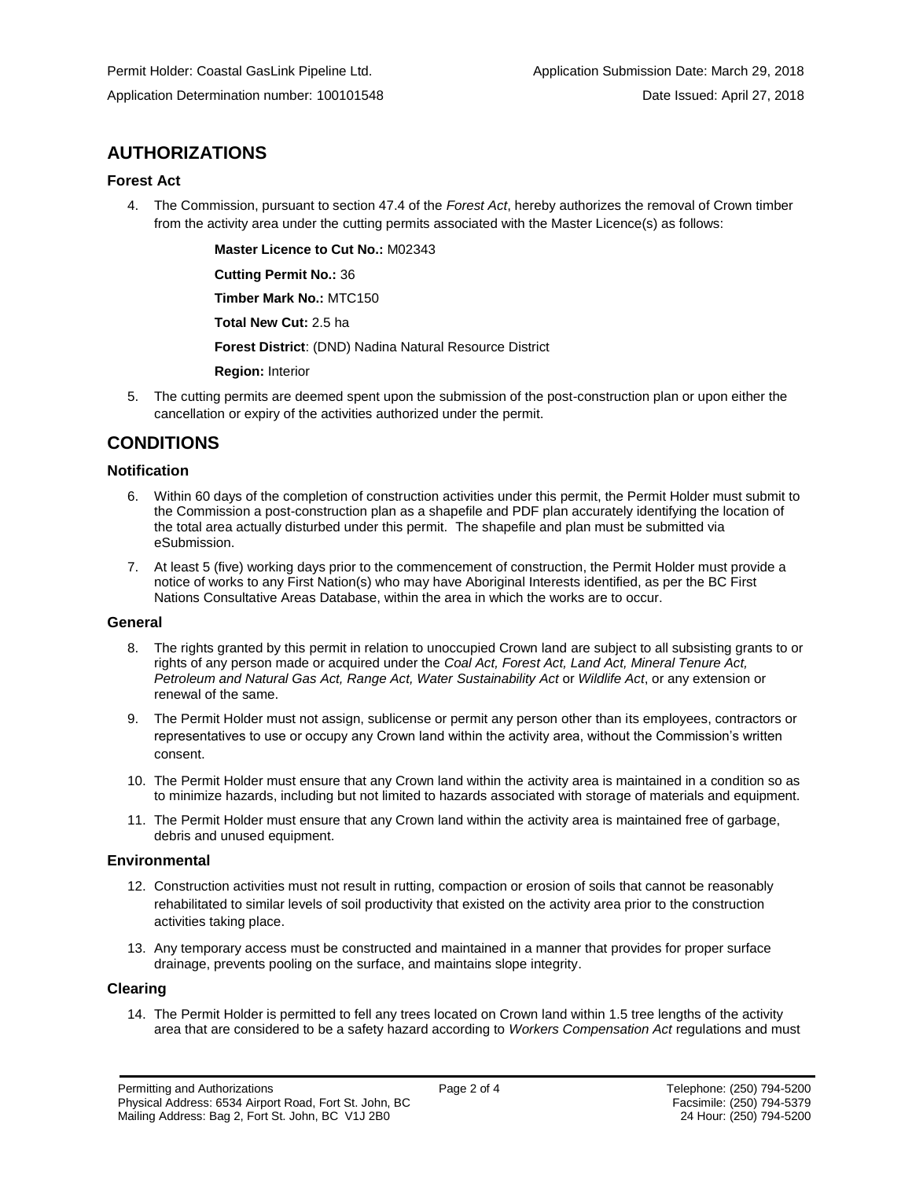Permit Holder: Coastal GasLink Pipeline Ltd.
Application Submission Date: March 29, 2018

Application Determination number: 100101548
Date Issued: April 27, 2018

## AUTHORIZATIONS

### Forest Act

4. The Commission, pursuant to section 47.4 of the *Forest Act*, hereby authorizes the removal of Crown timber from the activity area under the cutting permits associated with the Master Licence(s) as follows:

   **Master Licence to Cut No.:** M02343

   **Cutting Permit No.:** 36

   **Timber Mark No.:** MTC150

   **Total New Cut:** 2.5 ha

   **Forest District**: (DND) Nadina Natural Resource District

   **Region:** Interior

5. The cutting permits are deemed spent upon the submission of the post-construction plan or upon either the cancellation or expiry of the activities authorized under the permit.

## CONDITIONS

### Notification

6. Within 60 days of the completion of construction activities under this permit, the Permit Holder must submit to the Commission a post-construction plan as a shapefile and PDF plan accurately identifying the location of the total area actually disturbed under this permit. The shapefile and plan must be submitted via eSubmission.

7. At least 5 (five) working days prior to the commencement of construction, the Permit Holder must provide a notice of works to any First Nation(s) who may have Aboriginal Interests identified, as per the BC First Nations Consultative Areas Database, within the area in which the works are to occur.

### General

8. The rights granted by this permit in relation to unoccupied Crown land are subject to all subsisting grants to or rights of any person made or acquired under the *Coal Act, Forest Act, Land Act, Mineral Tenure Act, Petroleum and Natural Gas Act, Range Act, Water Sustainability Act* or *Wildlife Act*, or any extension or renewal of the same.

9. The Permit Holder must not assign, sublicense or permit any person other than its employees, contractors or representatives to use or occupy any Crown land within the activity area, without the Commission's written consent.

10. The Permit Holder must ensure that any Crown land within the activity area is maintained in a condition so as to minimize hazards, including but not limited to hazards associated with storage of materials and equipment.

11. The Permit Holder must ensure that any Crown land within the activity area is maintained free of garbage, debris and unused equipment.

### Environmental

12. Construction activities must not result in rutting, compaction or erosion of soils that cannot be reasonably rehabilitated to similar levels of soil productivity that existed on the activity area prior to the construction activities taking place.

13. Any temporary access must be constructed and maintained in a manner that provides for proper surface drainage, prevents pooling on the surface, and maintains slope integrity.

### Clearing

14. The Permit Holder is permitted to fell any trees located on Crown land within 1.5 tree lengths of the activity area that are considered to be a safety hazard according to *Workers Compensation Act* regulations and must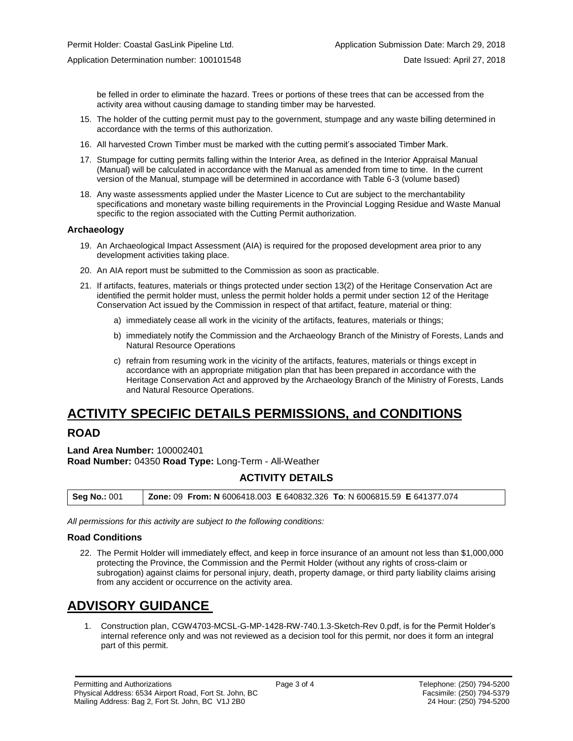be felled in order to eliminate the hazard. Trees or portions of these trees that can be accessed from the activity area without causing damage to standing timber may be harvested.

15. The holder of the cutting permit must pay to the government, stumpage and any waste billing determined in accordance with the terms of this authorization.
16. All harvested Crown Timber must be marked with the cutting permit's associated Timber Mark.
17. Stumpage for cutting permits falling within the Interior Area, as defined in the Interior Appraisal Manual (Manual) will be calculated in accordance with the Manual as amended from time to time. In the current version of the Manual, stumpage will be determined in accordance with Table 6-3 (volume based)
18. Any waste assessments applied under the Master Licence to Cut are subject to the merchantability specifications and monetary waste billing requirements in the Provincial Logging Residue and Waste Manual specific to the region associated with the Cutting Permit authorization.

**Archaeology**

19. An Archaeological Impact Assessment (AIA) is required for the proposed development area prior to any development activities taking place.
20. An AIA report must be submitted to the Commission as soon as practicable.
21. If artifacts, features, materials or things protected under section 13(2) of the Heritage Conservation Act are identified the permit holder must, unless the permit holder holds a permit under section 12 of the Heritage Conservation Act issued by the Commission in respect of that artifact, feature, material or thing:
    a) immediately cease all work in the vicinity of the artifacts, features, materials or things;
    b) immediately notify the Commission and the Archaeology Branch of the Ministry of Forests, Lands and Natural Resource Operations
    c) refrain from resuming work in the vicinity of the artifacts, features, materials or things except in accordance with an appropriate mitigation plan that has been prepared in accordance with the Heritage Conservation Act and approved by the Archaeology Branch of the Ministry of Forests, Lands and Natural Resource Operations.

# ACTIVITY SPECIFIC DETAILS PERMISSIONS, and CONDITIONS

## ROAD

**Land Area Number:** 100002401
**Road Number:** 04350 **Road Type:** Long-Term - All-Weather

### ACTIVITY DETAILS

| **Seg No.:** 001 | **Zone:** 09 **From: N** 6006418.003 **E** 640832.326 **To**: N 6006815.59 **E** 641377.074 |
|---|---|

*All permissions for this activity are subject to the following conditions:*

**Road Conditions**

22. The Permit Holder will immediately effect, and keep in force insurance of an amount not less than $1,000,000 protecting the Province, the Commission and the Permit Holder (without any rights of cross-claim or subrogation) against claims for personal injury, death, property damage, or third party liability claims arising from any accident or occurrence on the activity area.

# ADVISORY GUIDANCE

1. Construction plan, CGW4703-MCSL-G-MP-1428-RW-740.1.3-Sketch-Rev 0.pdf, is for the Permit Holder's internal reference only and was not reviewed as a decision tool for this permit, nor does it form an integral part of this permit.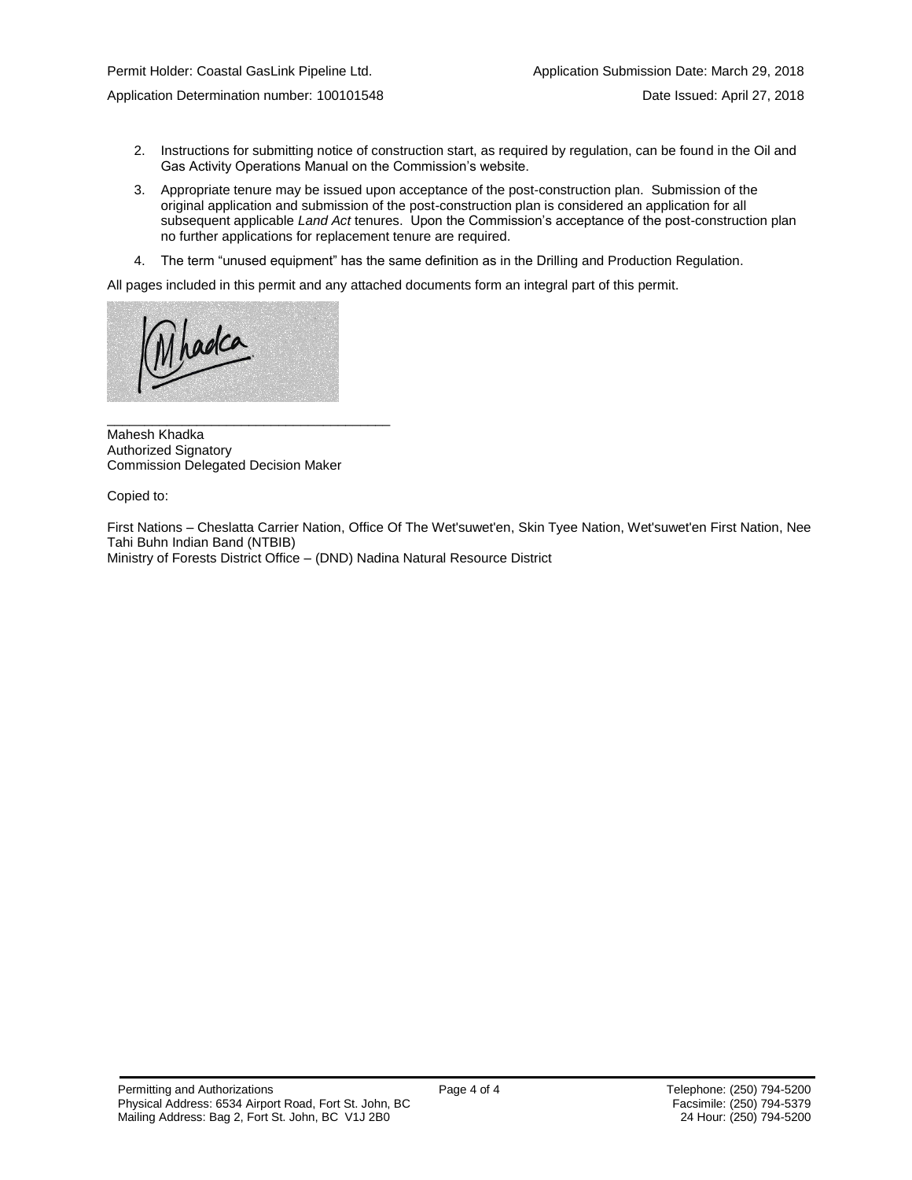2. Instructions for submitting notice of construction start, as required by regulation, can be found in the Oil and Gas Activity Operations Manual on the Commission's website.
3. Appropriate tenure may be issued upon acceptance of the post-construction plan. Submission of the original application and submission of the post-construction plan is considered an application for all subsequent applicable *Land Act* tenures. Upon the Commission's acceptance of the post-construction plan no further applications for replacement tenure are required.
4. The term "unused equipment" has the same definition as in the Drilling and Production Regulation.

All pages included in this permit and any attached documents form an integral part of this permit.

\_\_\_\_\_\_\_\_\_\_\_\_\_\_\_\_\_\_\_\_\_\_\_\_\_\_\_\_\_\_\_\_\_\_\_\_\_\_

Mahesh Khadka
Authorized Signatory
Commission Delegated Decision Maker

Copied to:

First Nations – Cheslatta Carrier Nation, Office Of The Wet'suwet'en, Skin Tyee Nation, Wet'suwet'en First Nation, Nee Tahi Buhn Indian Band (NTBIB)
Ministry of Forests District Office – (DND) Nadina Natural Resource District